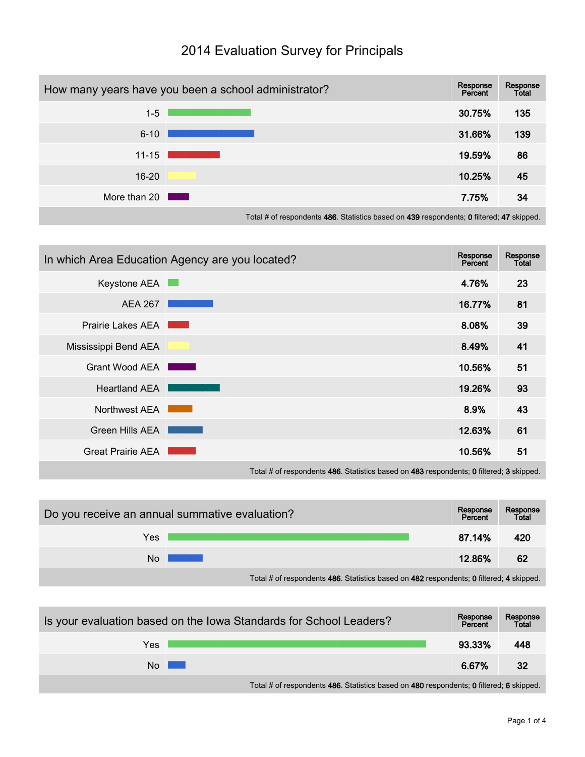# 2014 Evaluation Survey for Principals

| How many years have you been a school administrator? | Response Percent | Response Total |
|---|---|---|
| 1-5 | 30.75% | 135 |
| 6-10 | 31.66% | 139 |
| 11-15 | 19.59% | 86 |
| 16-20 | 10.25% | 45 |
| More than 20 | 7.75% | 34 |

Total # of respondents **486**. Statistics based on **439** respondents; **0** filtered; **47** skipped.

| In which Area Education Agency are you located? | Response Percent | Response Total |
|---|---|---|
| Keystone AEA | 4.76% | 23 |
| AEA 267 | 16.77% | 81 |
| Prairie Lakes AEA | 8.08% | 39 |
| Mississippi Bend AEA | 8.49% | 41 |
| Grant Wood AEA | 10.56% | 51 |
| Heartland AEA | 19.26% | 93 |
| Northwest AEA | 8.9% | 43 |
| Green Hills AEA | 12.63% | 61 |
| Great Prairie AEA | 10.56% | 51 |

Total # of respondents **486**. Statistics based on **483** respondents; **0** filtered; **3** skipped.

| Do you receive an annual summative evaluation? | Response Percent | Response Total |
|---|---|---|
| Yes | 87.14% | 420 |
| No | 12.86% | 62 |

Total # of respondents **486**. Statistics based on **482** respondents; **0** filtered; **4** skipped.

| Is your evaluation based on the Iowa Standards for School Leaders? | Response Percent | Response Total |
|---|---|---|
| Yes | 93.33% | 448 |
| No | 6.67% | 32 |

Total # of respondents **486**. Statistics based on **480** respondents; **0** filtered; **6** skipped.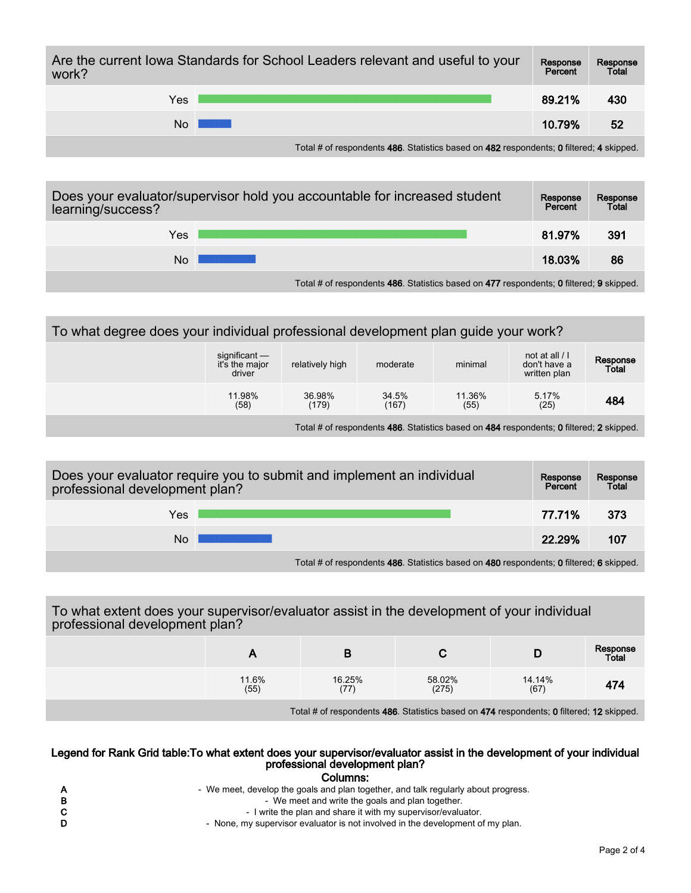## Are the current Iowa Standards for School Leaders relevant and useful to your work?

| | Response Percent | Response Total |
|---|---|---|
| Yes | 89.21% | 430 |
| No | 10.79% | 52 |

Total # of respondents **486**. Statistics based on **482** respondents; **0** filtered; **4** skipped.

## Does your evaluator/supervisor hold you accountable for increased student learning/success?

| | Response Percent | Response Total |
|---|---|---|
| Yes | 81.97% | 391 |
| No | 18.03% | 86 |

Total # of respondents **486**. Statistics based on **477** respondents; **0** filtered; **9** skipped.

## To what degree does your individual professional development plan guide your work?

| | significant — it's the major driver | relatively high | moderate | minimal | not at all / I don't have a written plan | Response Total |
|---|---|---|---|---|---|---|
| | 11.98% (58) | 36.98% (179) | 34.5% (167) | 11.36% (55) | 5.17% (25) | 484 |

Total # of respondents **486**. Statistics based on **484** respondents; **0** filtered; **2** skipped.

## Does your evaluator require you to submit and implement an individual professional development plan?

| | Response Percent | Response Total |
|---|---|---|
| Yes | 77.71% | 373 |
| No | 22.29% | 107 |

Total # of respondents **486**. Statistics based on **480** respondents; **0** filtered; **6** skipped.

## To what extent does your supervisor/evaluator assist in the development of your individual professional development plan?

| | A | B | C | D | Response Total |
|---|---|---|---|---|---|
| | 11.6% (55) | 16.25% (77) | 58.02% (275) | 14.14% (67) | 474 |

Total # of respondents **486**. Statistics based on **474** respondents; **0** filtered; **12** skipped.

**Legend for Rank Grid table:To what extent does your supervisor/evaluator assist in the development of your individual professional development plan?**

**Columns:**

- **A** - We meet, develop the goals and plan together, and talk regularly about progress.
- **B** - We meet and write the goals and plan together.
- **C** - I write the plan and share it with my supervisor/evaluator.
- **D** - None, my supervisor evaluator is not involved in the development of my plan.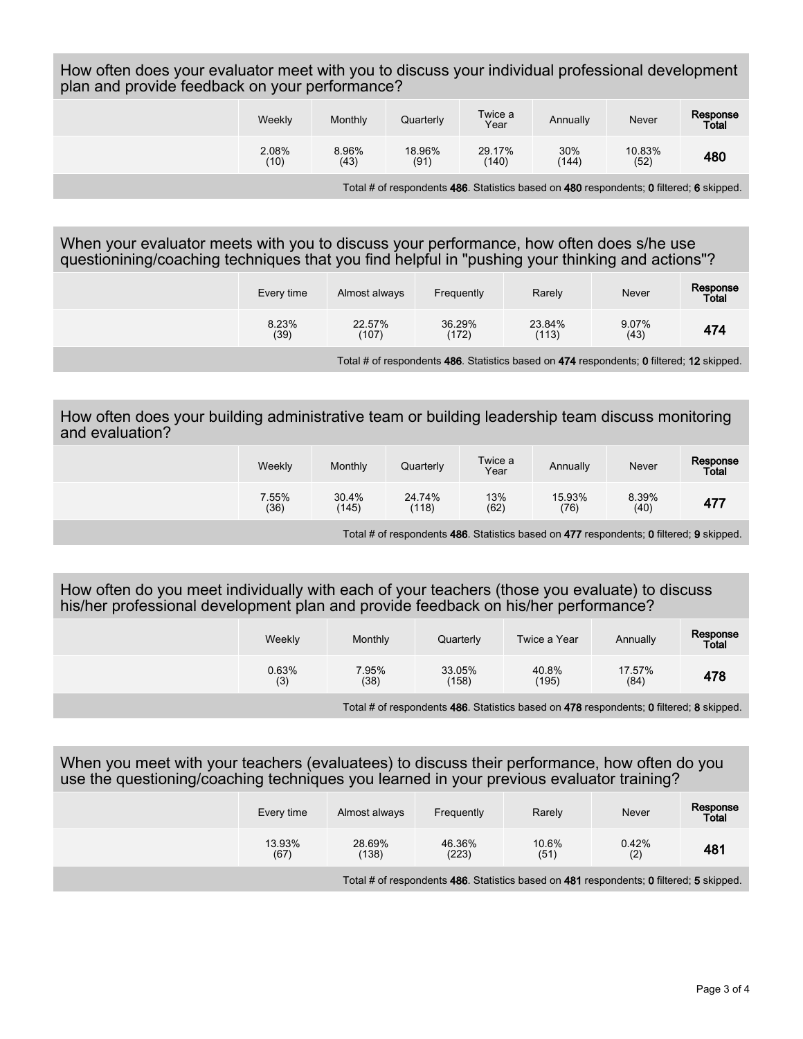### How often does your evaluator meet with you to discuss your individual professional development plan and provide feedback on your performance?

| | Weekly | Monthly | Quarterly | Twice a Year | Annually | Never | Response Total |
|---|---|---|---|---|---|---|---|
| | 2.08% (10) | 8.96% (43) | 18.96% (91) | 29.17% (140) | 30% (144) | 10.83% (52) | **480** |

Total # of respondents **486**. Statistics based on **480** respondents; **0** filtered; **6** skipped.

### When your evaluator meets with you to discuss your performance, how often does s/he use questionining/coaching techniques that you find helpful in "pushing your thinking and actions"?

| | Every time | Almost always | Frequently | Rarely | Never | Response Total |
|---|---|---|---|---|---|---|
| | 8.23% (39) | 22.57% (107) | 36.29% (172) | 23.84% (113) | 9.07% (43) | **474** |

Total # of respondents **486**. Statistics based on **474** respondents; **0** filtered; **12** skipped.

### How often does your building administrative team or building leadership team discuss monitoring and evaluation?

| | Weekly | Monthly | Quarterly | Twice a Year | Annually | Never | Response Total |
|---|---|---|---|---|---|---|---|
| | 7.55% (36) | 30.4% (145) | 24.74% (118) | 13% (62) | 15.93% (76) | 8.39% (40) | **477** |

Total # of respondents **486**. Statistics based on **477** respondents; **0** filtered; **9** skipped.

### How often do you meet individually with each of your teachers (those you evaluate) to discuss his/her professional development plan and provide feedback on his/her performance?

| | Weekly | Monthly | Quarterly | Twice a Year | Annually | Response Total |
|---|---|---|---|---|---|---|
| | 0.63% (3) | 7.95% (38) | 33.05% (158) | 40.8% (195) | 17.57% (84) | **478** |

Total # of respondents **486**. Statistics based on **478** respondents; **0** filtered; **8** skipped.

### When you meet with your teachers (evaluatees) to discuss their performance, how often do you use the questioning/coaching techniques you learned in your previous evaluator training?

| | Every time | Almost always | Frequently | Rarely | Never | Response Total |
|---|---|---|---|---|---|---|
| | 13.93% (67) | 28.69% (138) | 46.36% (223) | 10.6% (51) | 0.42% (2) | **481** |

Total # of respondents **486**. Statistics based on **481** respondents; **0** filtered; **5** skipped.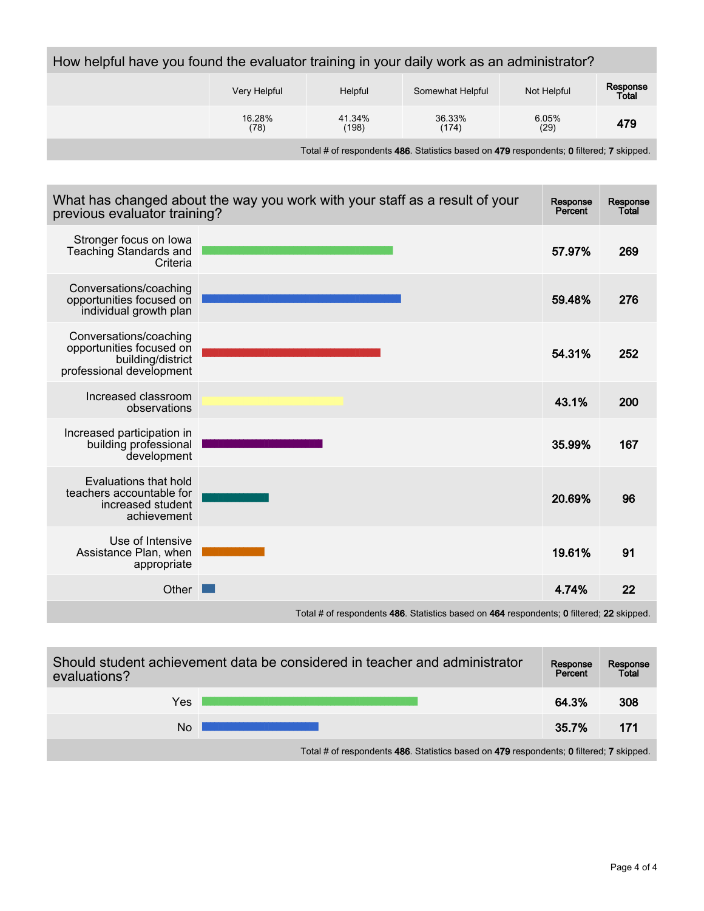## How helpful have you found the evaluator training in your daily work as an administrator?

| | Very Helpful | Helpful | Somewhat Helpful | Not Helpful | Response Total |
|---|---|---|---|---|---|
| | 16.28% (78) | 41.34% (198) | 36.33% (174) | 6.05% (29) | 479 |

Total # of respondents **486**. Statistics based on **479** respondents; **0** filtered; **7** skipped.

## What has changed about the way you work with your staff as a result of your previous evaluator training?

Response Percent | Response Total

Stronger focus on Iowa Teaching Standards and Criteria — 57.97% — 269

Conversations/coaching opportunities focused on individual growth plan — 59.48% — 276

Conversations/coaching opportunities focused on building/district professional development — 54.31% — 252

Increased classroom observations — 43.1% — 200

Increased participation in building professional development — 35.99% — 167

Evaluations that hold teachers accountable for increased student achievement — 20.69% — 96

Use of Intensive Assistance Plan, when appropriate — 19.61% — 91

Other — 4.74% — 22

Total # of respondents **486**. Statistics based on **464** respondents; **0** filtered; **22** skipped.

## Should student achievement data be considered in teacher and administrator evaluations?

Response Percent | Response Total

Yes — 64.3% — 308

No — 35.7% — 171

Total # of respondents **486**. Statistics based on **479** respondents; **0** filtered; **7** skipped.